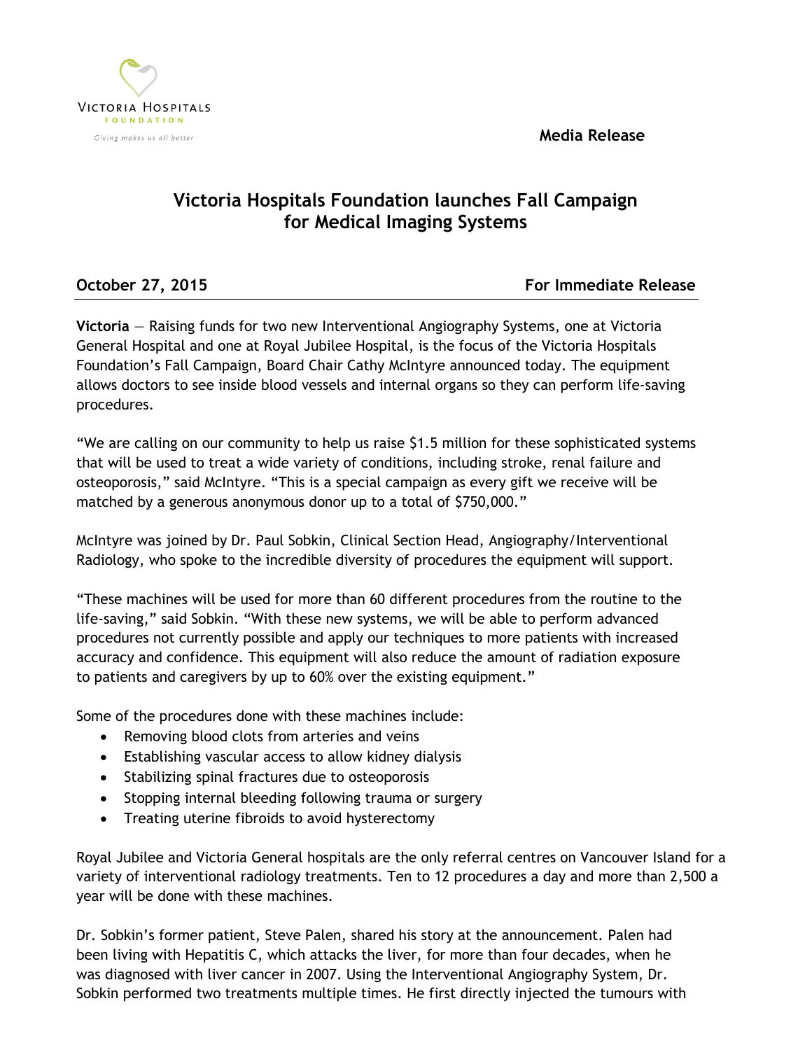Victoria Hospitals Foundation

*Giving makes us all better*

**Media Release**

# Victoria Hospitals Foundation launches Fall Campaign for Medical Imaging Systems

**October 27, 2015** **For Immediate Release**

**Victoria** — Raising funds for two new Interventional Angiography Systems, one at Victoria General Hospital and one at Royal Jubilee Hospital, is the focus of the Victoria Hospitals Foundation's Fall Campaign, Board Chair Cathy McIntyre announced today. The equipment allows doctors to see inside blood vessels and internal organs so they can perform life-saving procedures.

"We are calling on our community to help us raise $1.5 million for these sophisticated systems that will be used to treat a wide variety of conditions, including stroke, renal failure and osteoporosis," said McIntyre. "This is a special campaign as every gift we receive will be matched by a generous anonymous donor up to a total of $750,000."

McIntyre was joined by Dr. Paul Sobkin, Clinical Section Head, Angiography/Interventional Radiology, who spoke to the incredible diversity of procedures the equipment will support.

"These machines will be used for more than 60 different procedures from the routine to the life-saving," said Sobkin. "With these new systems, we will be able to perform advanced procedures not currently possible and apply our techniques to more patients with increased accuracy and confidence. This equipment will also reduce the amount of radiation exposure to patients and caregivers by up to 60% over the existing equipment."

Some of the procedures done with these machines include:

- Removing blood clots from arteries and veins
- Establishing vascular access to allow kidney dialysis
- Stabilizing spinal fractures due to osteoporosis
- Stopping internal bleeding following trauma or surgery
- Treating uterine fibroids to avoid hysterectomy

Royal Jubilee and Victoria General hospitals are the only referral centres on Vancouver Island for a variety of interventional radiology treatments. Ten to 12 procedures a day and more than 2,500 a year will be done with these machines.

Dr. Sobkin's former patient, Steve Palen, shared his story at the announcement. Palen had been living with Hepatitis C, which attacks the liver, for more than four decades, when he was diagnosed with liver cancer in 2007. Using the Interventional Angiography System, Dr. Sobkin performed two treatments multiple times. He first directly injected the tumours with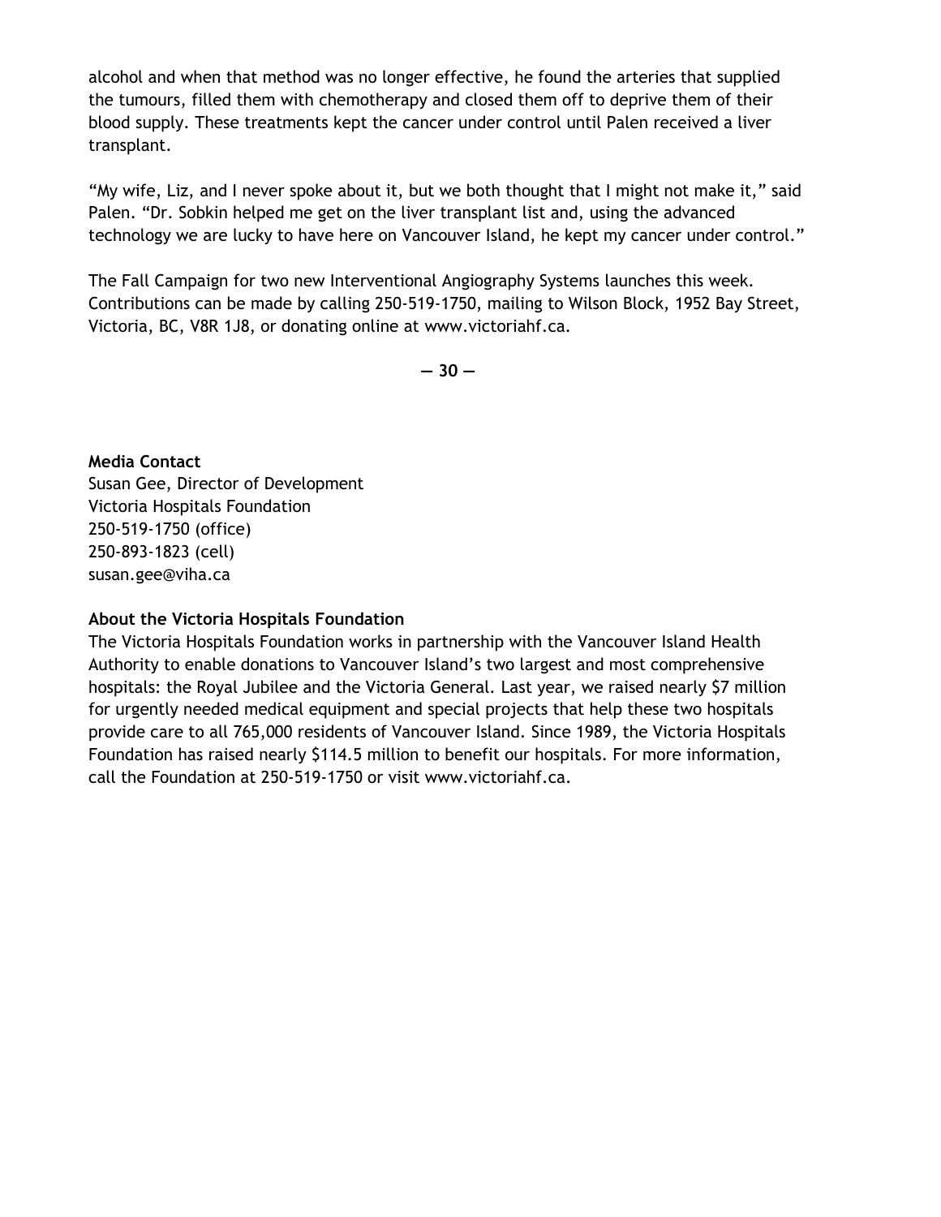alcohol and when that method was no longer effective, he found the arteries that supplied the tumours, filled them with chemotherapy and closed them off to deprive them of their blood supply. These treatments kept the cancer under control until Palen received a liver transplant.

"My wife, Liz, and I never spoke about it, but we both thought that I might not make it," said Palen. "Dr. Sobkin helped me get on the liver transplant list and, using the advanced technology we are lucky to have here on Vancouver Island, he kept my cancer under control."

The Fall Campaign for two new Interventional Angiography Systems launches this week. Contributions can be made by calling 250-519-1750, mailing to Wilson Block, 1952 Bay Street, Victoria, BC, V8R 1J8, or donating online at www.victoriahf.ca.

**— 30 —**

**Media Contact**
Susan Gee, Director of Development
Victoria Hospitals Foundation
250-519-1750 (office)
250-893-1823 (cell)
susan.gee@viha.ca

**About the Victoria Hospitals Foundation**
The Victoria Hospitals Foundation works in partnership with the Vancouver Island Health Authority to enable donations to Vancouver Island's two largest and most comprehensive hospitals: the Royal Jubilee and the Victoria General. Last year, we raised nearly $7 million for urgently needed medical equipment and special projects that help these two hospitals provide care to all 765,000 residents of Vancouver Island. Since 1989, the Victoria Hospitals Foundation has raised nearly $114.5 million to benefit our hospitals. For more information, call the Foundation at 250-519-1750 or visit www.victoriahf.ca.